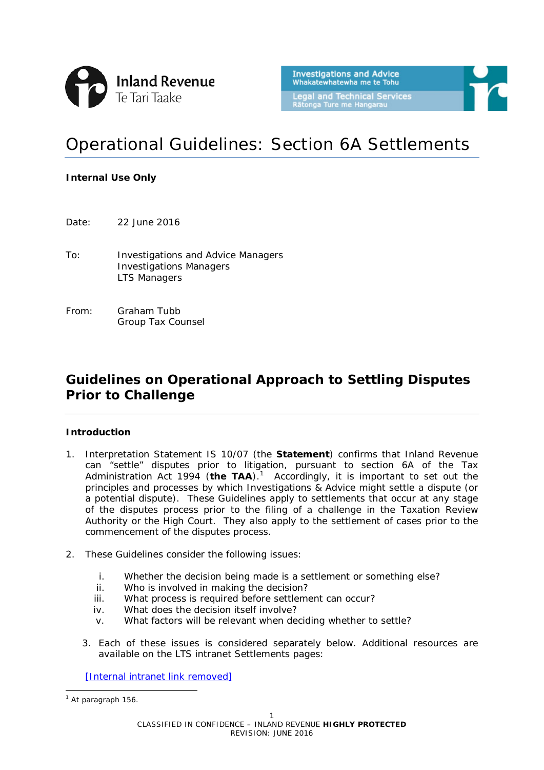Inland Revenue
Te Tari Taake

Investigations and Advice
Whakatewhatewha me te Tohu
Legal and Technical Services
Rātonga Ture me Hangarau

# Operational Guidelines: Section 6A Settlements

**Internal Use Only**

Date: 22 June 2016

To: Investigations and Advice Managers
Investigations Managers
LTS Managers

From: Graham Tubb
Group Tax Counsel

## Guidelines on Operational Approach to Settling Disputes Prior to Challenge

### Introduction

1. Interpretation Statement IS 10/07 (the **Statement**) confirms that Inland Revenue can "settle" disputes prior to litigation, pursuant to section 6A of the Tax Administration Act 1994 (**the TAA**).[1] Accordingly, it is important to set out the principles and processes by which Investigations & Advice might settle a dispute (or a potential dispute). These Guidelines apply to settlements that occur at any stage of the disputes process prior to the filing of a challenge in the Taxation Review Authority or the High Court. They also apply to the settlement of cases prior to the commencement of the disputes process.

2. These Guidelines consider the following issues:

   i. Whether the decision being made is a settlement or something else?
   ii. Who is involved in making the decision?
   iii. What process is required before settlement can occur?
   iv. What does the decision itself involve?
   v. What factors will be relevant when deciding whether to settle?

3. Each of these issues is considered separately below. Additional resources are available on the LTS intranet Settlements pages:

[Internal intranet link removed]

[1] At paragraph 156.

CLASSIFIED IN CONFIDENCE – INLAND REVENUE **HIGHLY PROTECTED**
REVISION: JUNE 2016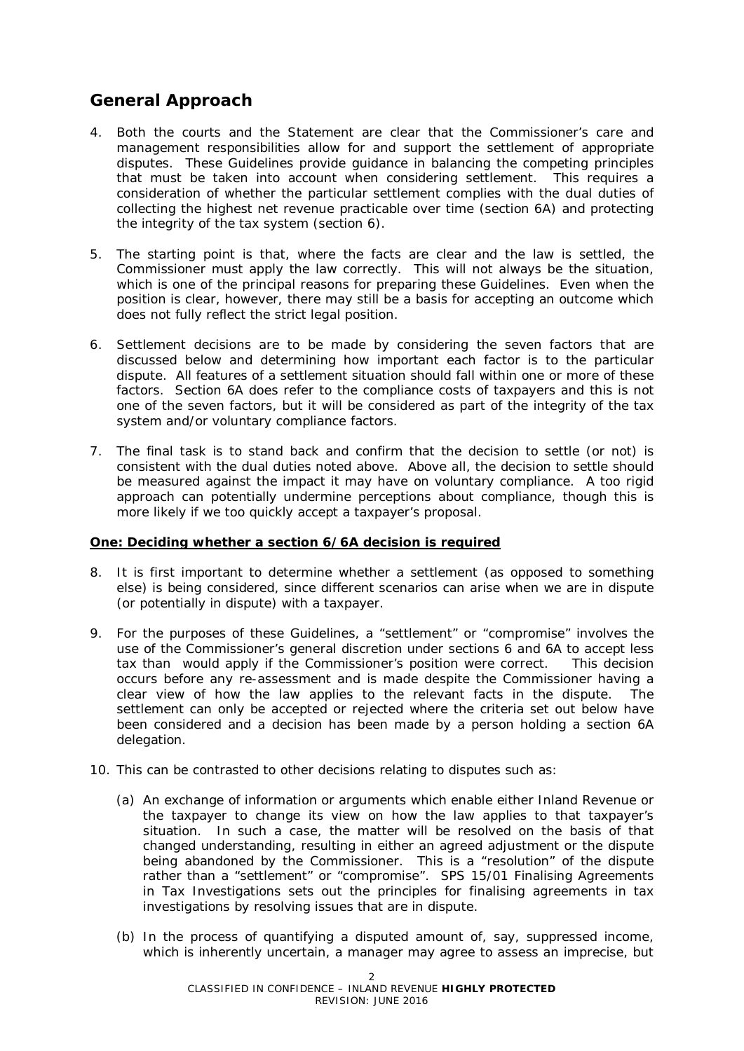## General Approach

4. Both the courts and the Statement are clear that the Commissioner's care and management responsibilities allow for and support the settlement of appropriate disputes. These Guidelines provide guidance in balancing the competing principles that must be taken into account when considering settlement. This requires a consideration of whether the particular settlement complies with the dual duties of collecting the highest net revenue practicable over time (section 6A) and protecting the integrity of the tax system (section 6).

5. The starting point is that, where the facts are clear and the law is settled, the Commissioner must apply the law correctly. This will not always be the situation, which is one of the principal reasons for preparing these Guidelines. Even when the position is clear, however, there may still be a basis for accepting an outcome which does not fully reflect the strict legal position.

6. Settlement decisions are to be made by considering the seven factors that are discussed below and determining how important each factor is to the particular dispute. All features of a settlement situation should fall within one or more of these factors. Section 6A does refer to the compliance costs of taxpayers and this is not one of the seven factors, but it will be considered as part of the integrity of the tax system and/or voluntary compliance factors.

7. The final task is to stand back and confirm that the decision to settle (or not) is consistent with the dual duties noted above. Above all, the decision to settle should be measured against the impact it may have on voluntary compliance. A too rigid approach can potentially undermine perceptions about compliance, though this is more likely if we too quickly accept a taxpayer's proposal.

**One: Deciding whether a section 6/6A decision is required**

8. It is first important to determine whether a settlement (as opposed to something else) is being considered, since different scenarios can arise when we are in dispute (or potentially in dispute) with a taxpayer.

9. For the purposes of these Guidelines, a "settlement" or "compromise" involves the use of the Commissioner's general discretion under sections 6 and 6A to accept less tax than would apply if the Commissioner's position were correct. This decision occurs before any re-assessment and is made despite the Commissioner having a clear view of how the law applies to the relevant facts in the dispute. The settlement can only be accepted or rejected where the criteria set out below have been considered and a decision has been made by a person holding a section 6A delegation.

10. This can be contrasted to other decisions relating to disputes such as:

    (a) An exchange of information or arguments which enable either Inland Revenue or the taxpayer to change its view on how the law applies to that taxpayer's situation. In such a case, the matter will be resolved on the basis of that changed understanding, resulting in either an agreed adjustment or the dispute being abandoned by the Commissioner. This is a "resolution" of the dispute rather than a "settlement" or "compromise". SPS 15/01 Finalising Agreements in Tax Investigations sets out the principles for finalising agreements in tax investigations by resolving issues that are in dispute.

    (b) In the process of quantifying a disputed amount of, say, suppressed income, which is inherently uncertain, a manager may agree to assess an imprecise, but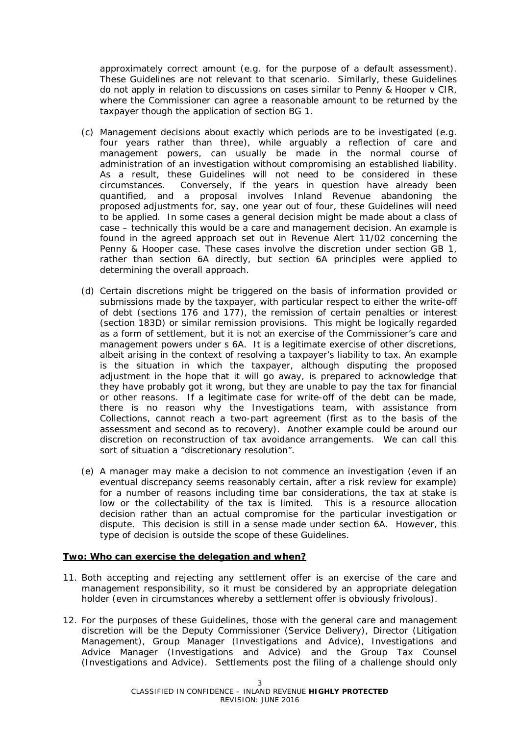approximately correct amount (e.g. for the purpose of a default assessment). These Guidelines are not relevant to that scenario. Similarly, these Guidelines do not apply in relation to discussions on cases similar to Penny & Hooper v CIR, where the Commissioner can agree a reasonable amount to be returned by the taxpayer though the application of section BG 1.

(c) Management decisions about exactly which periods are to be investigated (e.g. four years rather than three), while arguably a reflection of care and management powers, can usually be made in the normal course of administration of an investigation without compromising an established liability. As a result, these Guidelines will not need to be considered in these circumstances. Conversely, if the years in question have already been quantified, and a proposal involves Inland Revenue abandoning the proposed adjustments for, say, one year out of four, these Guidelines will need to be applied. In some cases a general decision might be made about a class of case – technically this would be a care and management decision. An example is found in the agreed approach set out in Revenue Alert 11/02 concerning the Penny & Hooper case. These cases involve the discretion under section GB 1, rather than section 6A directly, but section 6A principles were applied to determining the overall approach.

(d) Certain discretions might be triggered on the basis of information provided or submissions made by the taxpayer, with particular respect to either the write-off of debt (sections 176 and 177), the remission of certain penalties or interest (section 183D) or similar remission provisions. This might be logically regarded as a form of settlement, but it is not an exercise of the Commissioner's care and management powers under s 6A. It is a legitimate exercise of other discretions, albeit arising in the context of resolving a taxpayer's liability to tax. An example is the situation in which the taxpayer, although disputing the proposed adjustment in the hope that it will go away, is prepared to acknowledge that they have probably got it wrong, but they are unable to pay the tax for financial or other reasons. If a legitimate case for write-off of the debt can be made, there is no reason why the Investigations team, with assistance from Collections, cannot reach a two-part agreement (first as to the basis of the assessment and second as to recovery). Another example could be around our discretion on reconstruction of tax avoidance arrangements. We can call this sort of situation a "discretionary resolution".

(e) A manager may make a decision to not commence an investigation (even if an eventual discrepancy seems reasonably certain, after a risk review for example) for a number of reasons including time bar considerations, the tax at stake is low or the collectability of the tax is limited. This is a resource allocation decision rather than an actual compromise for the particular investigation or dispute. This decision is still in a sense made under section 6A. However, this type of decision is outside the scope of these Guidelines.

## Two: Who can exercise the delegation and when?

11. Both accepting and rejecting any settlement offer is an exercise of the care and management responsibility, so it must be considered by an appropriate delegation holder (even in circumstances whereby a settlement offer is obviously frivolous).

12. For the purposes of these Guidelines, those with the general care and management discretion will be the Deputy Commissioner (Service Delivery), Director (Litigation Management), Group Manager (Investigations and Advice), Investigations and Advice Manager (Investigations and Advice) and the Group Tax Counsel (Investigations and Advice). Settlements post the filing of a challenge should only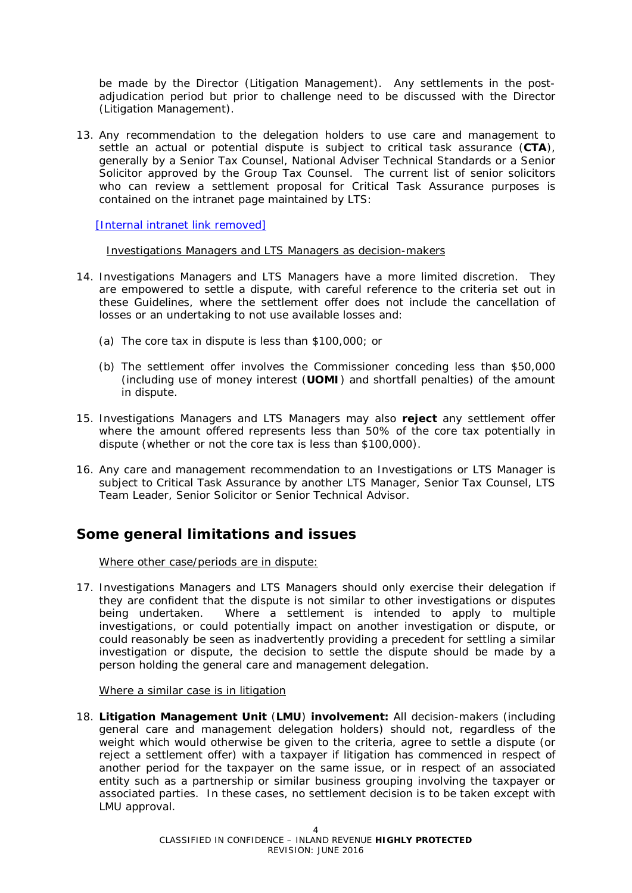be made by the Director (Litigation Management). Any settlements in the post-adjudication period but prior to challenge need to be discussed with the Director (Litigation Management).

13. Any recommendation to the delegation holders to use care and management to settle an actual or potential dispute is subject to critical task assurance (**CTA**), generally by a Senior Tax Counsel, National Adviser Technical Standards or a Senior Solicitor approved by the Group Tax Counsel. The current list of senior solicitors who can review a settlement proposal for Critical Task Assurance purposes is contained on the intranet page maintained by LTS:

   [Internal intranet link removed]

   Investigations Managers and LTS Managers as decision-makers

14. Investigations Managers and LTS Managers have a more limited discretion. They are empowered to settle a dispute, with careful reference to the criteria set out in these Guidelines, where the settlement offer does not include the cancellation of losses or an undertaking to not use available losses and:

    (a) The core tax in dispute is less than $100,000; or

    (b) The settlement offer involves the Commissioner conceding less than $50,000 (including use of money interest (**UOMI**) and shortfall penalties) of the amount in dispute.

15. Investigations Managers and LTS Managers may also **reject** any settlement offer where the amount offered represents less than 50% of the core tax potentially in dispute (whether or not the core tax is less than $100,000).

16. Any care and management recommendation to an Investigations or LTS Manager is subject to Critical Task Assurance by another LTS Manager, Senior Tax Counsel, LTS Team Leader, Senior Solicitor or Senior Technical Advisor.

## Some general limitations and issues

Where other case/periods are in dispute:

17. Investigations Managers and LTS Managers should only exercise their delegation if they are confident that the dispute is not similar to other investigations or disputes being undertaken. Where a settlement is intended to apply to multiple investigations, or could potentially impact on another investigation or dispute, or could reasonably be seen as inadvertently providing a precedent for settling a similar investigation or dispute, the decision to settle the dispute should be made by a person holding the general care and management delegation.

Where a similar case is in litigation

18. **Litigation Management Unit** (**LMU**) **involvement:** All decision-makers (including general care and management delegation holders) should not, regardless of the weight which would otherwise be given to the criteria, agree to settle a dispute (or reject a settlement offer) with a taxpayer if litigation has commenced in respect of another period for the taxpayer on the same issue, or in respect of an associated entity such as a partnership or similar business grouping involving the taxpayer or associated parties. In these cases, no settlement decision is to be taken except with LMU approval.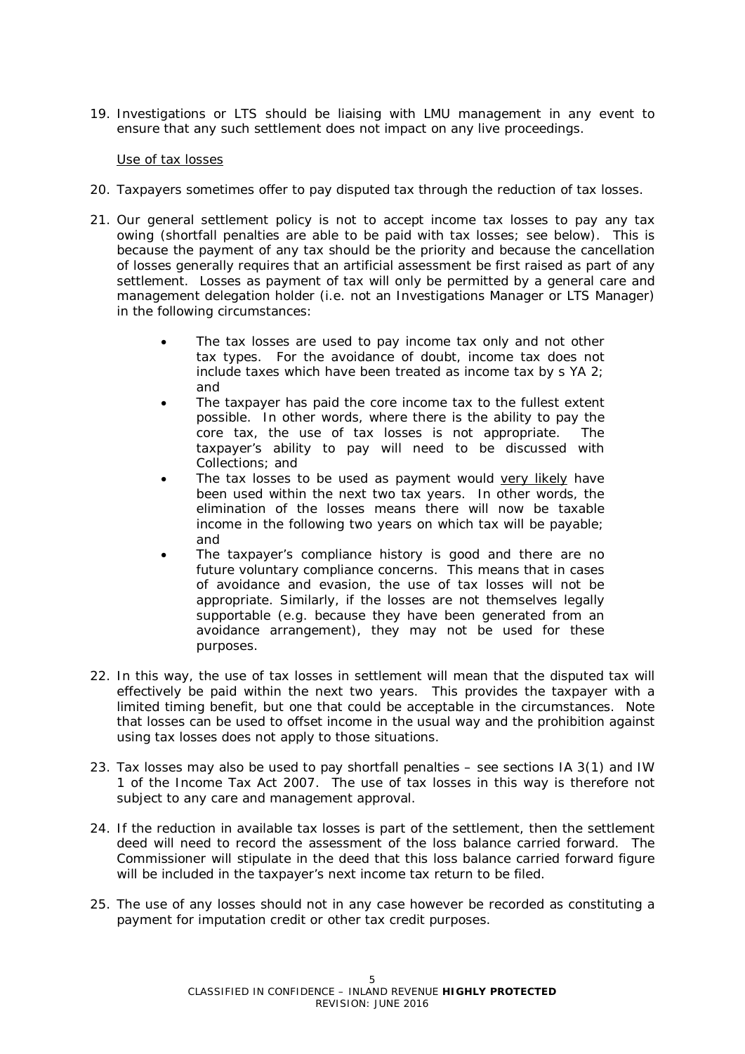19. Investigations or LTS should be liaising with LMU management in any event to ensure that any such settlement does not impact on any live proceedings.

<u>Use of tax losses</u>

20. Taxpayers sometimes offer to pay disputed tax through the reduction of tax losses.

21. Our general settlement policy is not to accept income tax losses to pay any tax owing (shortfall penalties are able to be paid with tax losses; see below). This is because the payment of any tax should be the priority and because the cancellation of losses generally requires that an artificial assessment be first raised as part of any settlement. Losses as payment of tax will only be permitted by a general care and management delegation holder (i.e. not an Investigations Manager or LTS Manager) in the following circumstances:

    - The tax losses are used to pay income tax only and not other tax types. For the avoidance of doubt, income tax does not include taxes which have been treated as income tax by s YA 2; and
    - The taxpayer has paid the core income tax to the fullest extent possible. In other words, where there is the ability to pay the core tax, the use of tax losses is not appropriate. The taxpayer's ability to pay will need to be discussed with Collections; and
    - The tax losses to be used as payment would <u>very likely</u> have been used within the next two tax years. In other words, the elimination of the losses means there will now be taxable income in the following two years on which tax will be payable; and
    - The taxpayer's compliance history is good and there are no future voluntary compliance concerns. This means that in cases of avoidance and evasion, the use of tax losses will not be appropriate. Similarly, if the losses are not themselves legally supportable (e.g. because they have been generated from an avoidance arrangement), they may not be used for these purposes.

22. In this way, the use of tax losses in settlement will mean that the disputed tax will effectively be paid within the next two years. This provides the taxpayer with a limited timing benefit, but one that could be acceptable in the circumstances. Note that losses can be used to offset income in the usual way and the prohibition against using tax losses does not apply to those situations.

23. Tax losses may also be used to pay shortfall penalties – see sections IA 3(1) and IW 1 of the Income Tax Act 2007. The use of tax losses in this way is therefore not subject to any care and management approval.

24. If the reduction in available tax losses is part of the settlement, then the settlement deed will need to record the assessment of the loss balance carried forward. The Commissioner will stipulate in the deed that this loss balance carried forward figure will be included in the taxpayer's next income tax return to be filed.

25. The use of any losses should not in any case however be recorded as constituting a payment for imputation credit or other tax credit purposes.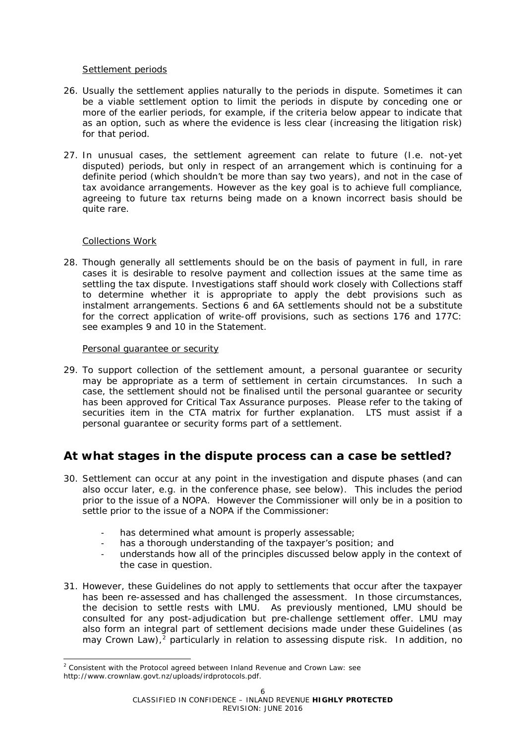Settlement periods

26. Usually the settlement applies naturally to the periods in dispute. Sometimes it can be a viable settlement option to limit the periods in dispute by conceding one or more of the earlier periods, for example, if the criteria below appear to indicate that as an option, such as where the evidence is less clear (increasing the litigation risk) for that period.

27. In unusual cases, the settlement agreement can relate to future (I.e. not-yet disputed) periods, but only in respect of an arrangement which is continuing for a definite period (which shouldn't be more than say two years), and not in the case of tax avoidance arrangements. However as the key goal is to achieve full compliance, agreeing to future tax returns being made on a known incorrect basis should be quite rare.

Collections Work

28. Though generally all settlements should be on the basis of payment in full, in rare cases it is desirable to resolve payment and collection issues at the same time as settling the tax dispute. Investigations staff should work closely with Collections staff to determine whether it is appropriate to apply the debt provisions such as instalment arrangements. Sections 6 and 6A settlements should not be a substitute for the correct application of write-off provisions, such as sections 176 and 177C: see examples 9 and 10 in the Statement.

Personal guarantee or security

29. To support collection of the settlement amount, a personal guarantee or security may be appropriate as a term of settlement in certain circumstances. In such a case, the settlement should not be finalised until the personal guarantee or security has been approved for Critical Tax Assurance purposes. Please refer to the taking of securities item in the CTA matrix for further explanation. LTS must assist if a personal guarantee or security forms part of a settlement.

## At what stages in the dispute process can a case be settled?

30. Settlement can occur at any point in the investigation and dispute phases (and can also occur later, e.g. in the conference phase, see below). This includes the period prior to the issue of a NOPA. However the Commissioner will only be in a position to settle prior to the issue of a NOPA if the Commissioner:

    - has determined what amount is properly assessable;
    - has a thorough understanding of the taxpayer's position; and
    - understands how all of the principles discussed below apply in the context of the case in question.

31. However, these Guidelines do not apply to settlements that occur after the taxpayer has been re-assessed and has challenged the assessment. In those circumstances, the decision to settle rests with LMU. As previously mentioned, LMU should be consulted for any post-adjudication but pre-challenge settlement offer. LMU may also form an integral part of settlement decisions made under these Guidelines (as may Crown Law),[2] particularly in relation to assessing dispute risk. In addition, no

[2] Consistent with the Protocol agreed between Inland Revenue and Crown Law: see http://www.crownlaw.govt.nz/uploads/irdprotocols.pdf.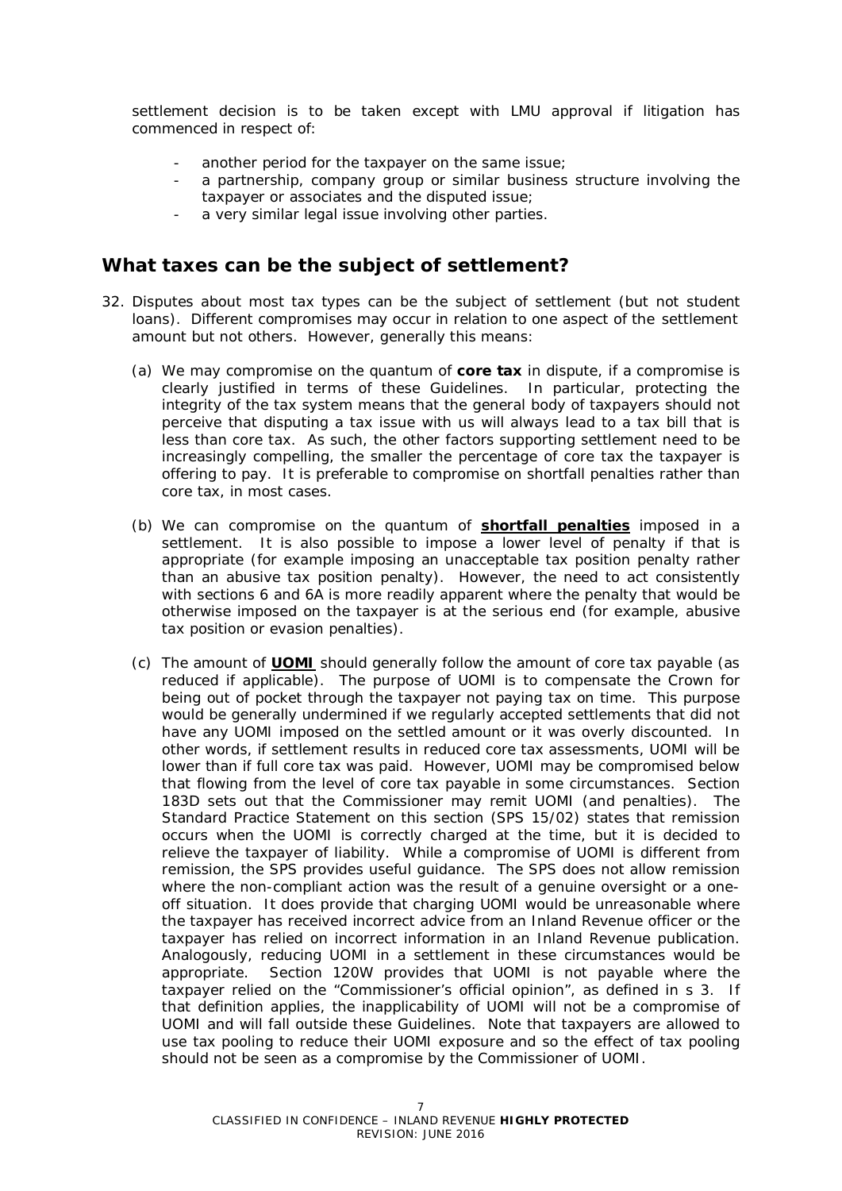settlement decision is to be taken except with LMU approval if litigation has commenced in respect of:

- another period for the taxpayer on the same issue;
- a partnership, company group or similar business structure involving the taxpayer or associates and the disputed issue;
- a very similar legal issue involving other parties.

## What taxes can be the subject of settlement?

32. Disputes about most tax types can be the subject of settlement (but not student loans). Different compromises may occur in relation to one aspect of the settlement amount but not others. However, generally this means:

    (a) We may compromise on the quantum of **core tax** in dispute, if a compromise is clearly justified in terms of these Guidelines. In particular, protecting the integrity of the tax system means that the general body of taxpayers should not perceive that disputing a tax issue with us will always lead to a tax bill that is less than core tax. As such, the other factors supporting settlement need to be increasingly compelling, the smaller the percentage of core tax the taxpayer is offering to pay. It is preferable to compromise on shortfall penalties rather than core tax, in most cases.

    (b) We can compromise on the quantum of **shortfall penalties** imposed in a settlement. It is also possible to impose a lower level of penalty if that is appropriate (for example imposing an unacceptable tax position penalty rather than an abusive tax position penalty). However, the need to act consistently with sections 6 and 6A is more readily apparent where the penalty that would be otherwise imposed on the taxpayer is at the serious end (for example, abusive tax position or evasion penalties).

    (c) The amount of **UOMI** should generally follow the amount of core tax payable (as reduced if applicable). The purpose of UOMI is to compensate the Crown for being out of pocket through the taxpayer not paying tax on time. This purpose would be generally undermined if we regularly accepted settlements that did not have any UOMI imposed on the settled amount or it was overly discounted. In other words, if settlement results in reduced core tax assessments, UOMI will be lower than if full core tax was paid. However, UOMI may be compromised below that flowing from the level of core tax payable in some circumstances. Section 183D sets out that the Commissioner may remit UOMI (and penalties). The Standard Practice Statement on this section (SPS 15/02) states that remission occurs when the UOMI is correctly charged at the time, but it is decided to relieve the taxpayer of liability. While a compromise of UOMI is different from remission, the SPS provides useful guidance. The SPS does not allow remission where the non-compliant action was the result of a genuine oversight or a one-off situation. It does provide that charging UOMI would be unreasonable where the taxpayer has received incorrect advice from an Inland Revenue officer or the taxpayer has relied on incorrect information in an Inland Revenue publication. Analogously, reducing UOMI in a settlement in these circumstances would be appropriate. Section 120W provides that UOMI is not payable where the taxpayer relied on the "Commissioner's official opinion", as defined in s 3. If that definition applies, the inapplicability of UOMI will not be a compromise of UOMI and will fall outside these Guidelines. Note that taxpayers are allowed to use tax pooling to reduce their UOMI exposure and so the effect of tax pooling should not be seen as a compromise by the Commissioner of UOMI.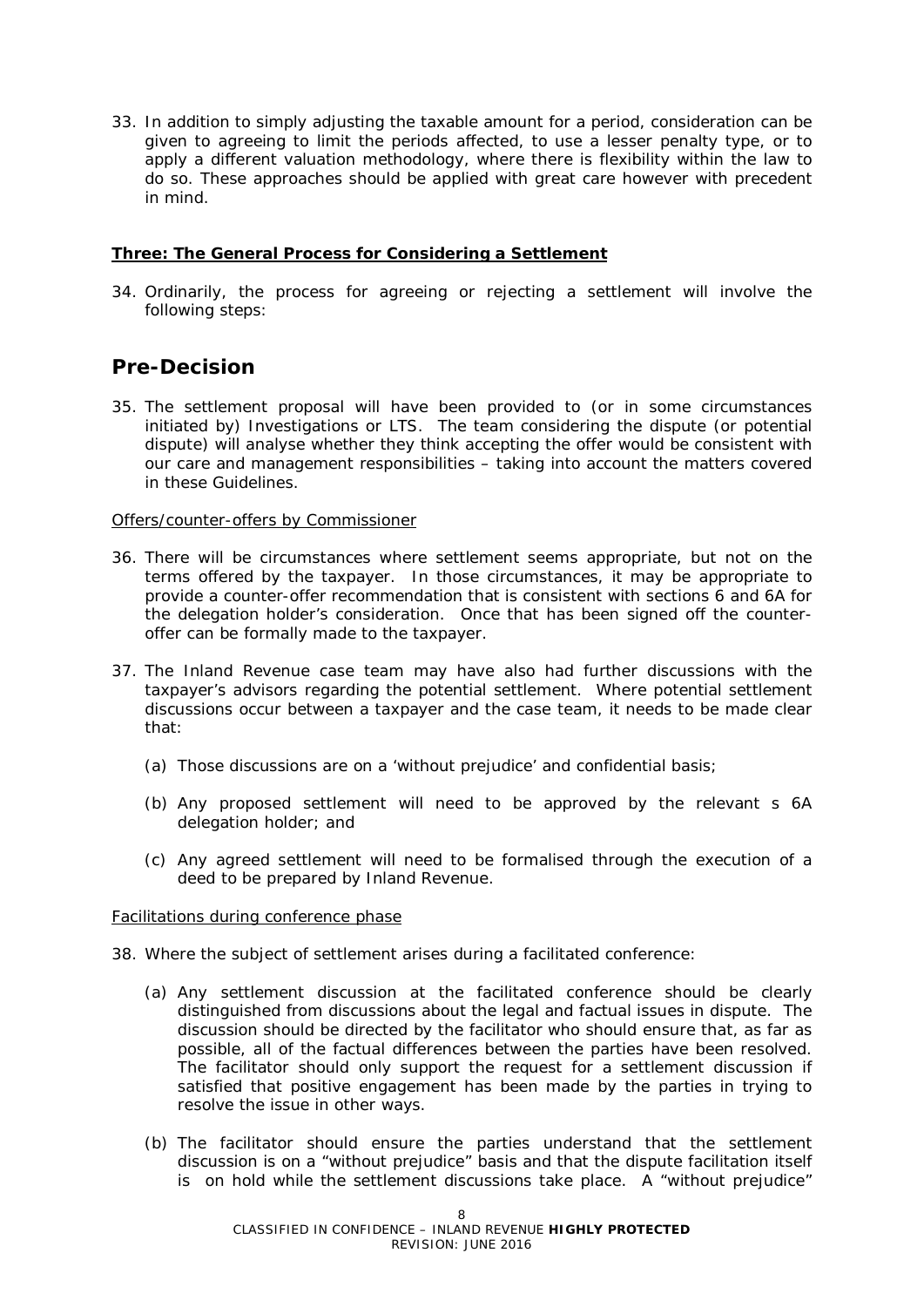33. In addition to simply adjusting the taxable amount for a period, consideration can be given to agreeing to limit the periods affected, to use a lesser penalty type, or to apply a different valuation methodology, where there is flexibility within the law to do so. These approaches should be applied with great care however with precedent in mind.

**Three: The General Process for Considering a Settlement**

34. Ordinarily, the process for agreeing or rejecting a settlement will involve the following steps:

## Pre-Decision

35. The settlement proposal will have been provided to (or in some circumstances initiated by) Investigations or LTS. The team considering the dispute (or potential dispute) will analyse whether they think accepting the offer would be consistent with our care and management responsibilities – taking into account the matters covered in these Guidelines.

Offers/counter-offers by Commissioner

36. There will be circumstances where settlement seems appropriate, but not on the terms offered by the taxpayer. In those circumstances, it may be appropriate to provide a counter-offer recommendation that is consistent with sections 6 and 6A for the delegation holder's consideration. Once that has been signed off the counter-offer can be formally made to the taxpayer.

37. The Inland Revenue case team may have also had further discussions with the taxpayer's advisors regarding the potential settlement. Where potential settlement discussions occur between a taxpayer and the case team, it needs to be made clear that:

    (a) Those discussions are on a 'without prejudice' and confidential basis;

    (b) Any proposed settlement will need to be approved by the relevant s 6A delegation holder; and

    (c) Any agreed settlement will need to be formalised through the execution of a deed to be prepared by Inland Revenue.

Facilitations during conference phase

38. Where the subject of settlement arises during a facilitated conference:

    (a) Any settlement discussion at the facilitated conference should be clearly distinguished from discussions about the legal and factual issues in dispute. The discussion should be directed by the facilitator who should ensure that, as far as possible, all of the factual differences between the parties have been resolved. The facilitator should only support the request for a settlement discussion if satisfied that positive engagement has been made by the parties in trying to resolve the issue in other ways.

    (b) The facilitator should ensure the parties understand that the settlement discussion is on a "without prejudice" basis and that the dispute facilitation itself is on hold while the settlement discussions take place. A "without prejudice"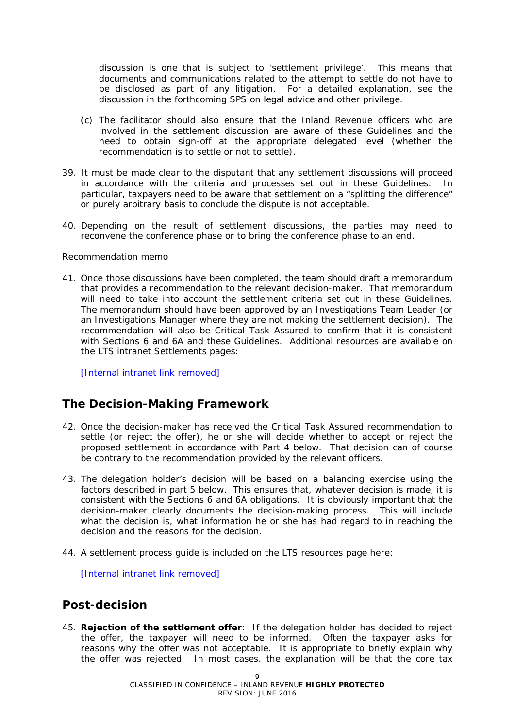discussion is one that is subject to 'settlement privilege'. This means that documents and communications related to the attempt to settle do not have to be disclosed as part of any litigation. For a detailed explanation, see the discussion in the forthcoming SPS on legal advice and other privilege.

(c) The facilitator should also ensure that the Inland Revenue officers who are involved in the settlement discussion are aware of these Guidelines and the need to obtain sign-off at the appropriate delegated level (whether the recommendation is to settle or not to settle).

39. It must be made clear to the disputant that any settlement discussions will proceed in accordance with the criteria and processes set out in these Guidelines. In particular, taxpayers need to be aware that settlement on a "splitting the difference" or purely arbitrary basis to conclude the dispute is not acceptable.

40. Depending on the result of settlement discussions, the parties may need to reconvene the conference phase or to bring the conference phase to an end.

Recommendation memo

41. Once those discussions have been completed, the team should draft a memorandum that provides a recommendation to the relevant decision-maker. That memorandum will need to take into account the settlement criteria set out in these Guidelines. The memorandum should have been approved by an Investigations Team Leader (or an Investigations Manager where they are not making the settlement decision). The recommendation will also be Critical Task Assured to confirm that it is consistent with Sections 6 and 6A and these Guidelines. Additional resources are available on the LTS intranet Settlements pages:

    [Internal intranet link removed]

## The Decision-Making Framework

42. Once the decision-maker has received the Critical Task Assured recommendation to settle (or reject the offer), he or she will decide whether to accept or reject the proposed settlement in accordance with Part 4 below. That decision can of course be contrary to the recommendation provided by the relevant officers.

43. The delegation holder's decision will be based on a balancing exercise using the factors described in part 5 below. This ensures that, whatever decision is made, it is consistent with the Sections 6 and 6A obligations. It is obviously important that the decision-maker clearly documents the decision-making process. This will include what the decision is, what information he or she has had regard to in reaching the decision and the reasons for the decision.

44. A settlement process guide is included on the LTS resources page here:

    [Internal intranet link removed]

## Post-decision

45. **Rejection of the settlement offer**: If the delegation holder has decided to reject the offer, the taxpayer will need to be informed. Often the taxpayer asks for reasons why the offer was not acceptable. It is appropriate to briefly explain why the offer was rejected. In most cases, the explanation will be that the core tax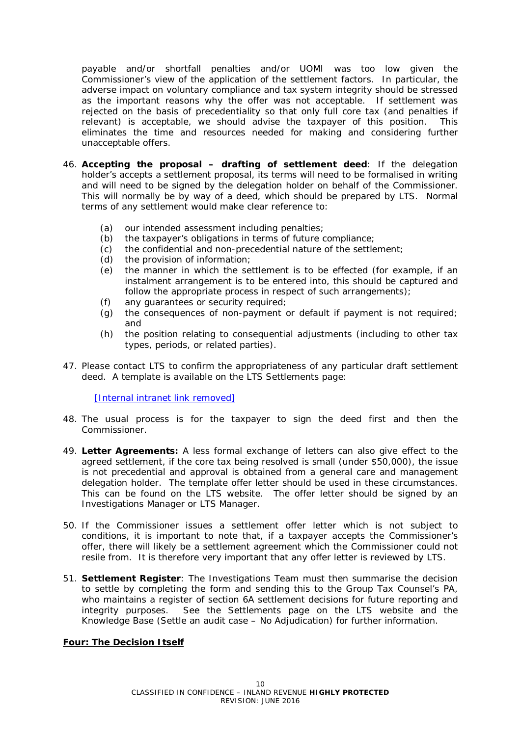payable and/or shortfall penalties and/or UOMI was too low given the Commissioner's view of the application of the settlement factors. In particular, the adverse impact on voluntary compliance and tax system integrity should be stressed as the important reasons why the offer was not acceptable. If settlement was rejected on the basis of precedentiality so that only full core tax (and penalties if relevant) is acceptable, we should advise the taxpayer of this position. This eliminates the time and resources needed for making and considering further unacceptable offers.

46. **Accepting the proposal – drafting of settlement deed**: If the delegation holder's accepts a settlement proposal, its terms will need to be formalised in writing and will need to be signed by the delegation holder on behalf of the Commissioner. This will normally be by way of a deed, which should be prepared by LTS. Normal terms of any settlement would make clear reference to:

    (a) our intended assessment including penalties;
    (b) the taxpayer's obligations in terms of future compliance;
    (c) the confidential and non-precedential nature of the settlement;
    (d) the provision of information;
    (e) the manner in which the settlement is to be effected (for example, if an instalment arrangement is to be entered into, this should be captured and follow the appropriate process in respect of such arrangements);
    (f) any guarantees or security required;
    (g) the consequences of non-payment or default if payment is not required; and
    (h) the position relating to consequential adjustments (including to other tax types, periods, or related parties).

47. Please contact LTS to confirm the appropriateness of any particular draft settlement deed. A template is available on the LTS Settlements page:

    [Internal intranet link removed]

48. The usual process is for the taxpayer to sign the deed first and then the Commissioner.

49. **Letter Agreements:** A less formal exchange of letters can also give effect to the agreed settlement, if the core tax being resolved is small (under $50,000), the issue is not precedential and approval is obtained from a general care and management delegation holder. The template offer letter should be used in these circumstances. This can be found on the LTS website. The offer letter should be signed by an Investigations Manager or LTS Manager.

50. If the Commissioner issues a settlement offer letter which is not subject to conditions, it is important to note that, if a taxpayer accepts the Commissioner's offer, there will likely be a settlement agreement which the Commissioner could not resile from. It is therefore very important that any offer letter is reviewed by LTS.

51. **Settlement Register**: The Investigations Team must then summarise the decision to settle by completing the form and sending this to the Group Tax Counsel's PA, who maintains a register of section 6A settlement decisions for future reporting and integrity purposes. See the Settlements page on the LTS website and the Knowledge Base (Settle an audit case – No Adjudication) for further information.

## Four: The Decision Itself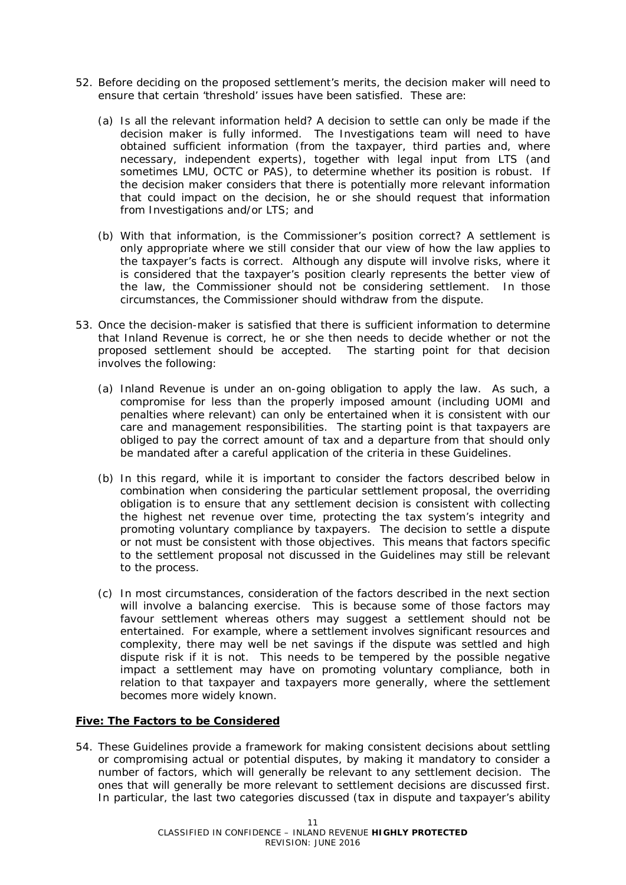52. Before deciding on the proposed settlement's merits, the decision maker will need to ensure that certain 'threshold' issues have been satisfied. These are:

    (a) Is all the relevant information held? A decision to settle can only be made if the decision maker is fully informed. The Investigations team will need to have obtained sufficient information (from the taxpayer, third parties and, where necessary, independent experts), together with legal input from LTS (and sometimes LMU, OCTC or PAS), to determine whether its position is robust. If the decision maker considers that there is potentially more relevant information that could impact on the decision, he or she should request that information from Investigations and/or LTS; and

    (b) With that information, is the Commissioner's position correct? A settlement is only appropriate where we still consider that our view of how the law applies to the taxpayer's facts is correct. Although any dispute will involve risks, where it is considered that the taxpayer's position clearly represents the better view of the law, the Commissioner should not be considering settlement. In those circumstances, the Commissioner should withdraw from the dispute.

53. Once the decision-maker is satisfied that there is sufficient information to determine that Inland Revenue is correct, he or she then needs to decide whether or not the proposed settlement should be accepted. The starting point for that decision involves the following:

    (a) Inland Revenue is under an on-going obligation to apply the law. As such, a compromise for less than the properly imposed amount (including UOMI and penalties where relevant) can only be entertained when it is consistent with our care and management responsibilities. The starting point is that taxpayers are obliged to pay the correct amount of tax and a departure from that should only be mandated after a careful application of the criteria in these Guidelines.

    (b) In this regard, while it is important to consider the factors described below in combination when considering the particular settlement proposal, the overriding obligation is to ensure that any settlement decision is consistent with collecting the highest net revenue over time, protecting the tax system's integrity and promoting voluntary compliance by taxpayers. The decision to settle a dispute or not must be consistent with those objectives. This means that factors specific to the settlement proposal not discussed in the Guidelines may still be relevant to the process.

    (c) In most circumstances, consideration of the factors described in the next section will involve a balancing exercise. This is because some of those factors may favour settlement whereas others may suggest a settlement should not be entertained. For example, where a settlement involves significant resources and complexity, there may well be net savings if the dispute was settled and high dispute risk if it is not. This needs to be tempered by the possible negative impact a settlement may have on promoting voluntary compliance, both in relation to that taxpayer and taxpayers more generally, where the settlement becomes more widely known.

## Five: The Factors to be Considered

54. These Guidelines provide a framework for making consistent decisions about settling or compromising actual or potential disputes, by making it mandatory to consider a number of factors, which will generally be relevant to any settlement decision. The ones that will generally be more relevant to settlement decisions are discussed first. In particular, the last two categories discussed (tax in dispute and taxpayer's ability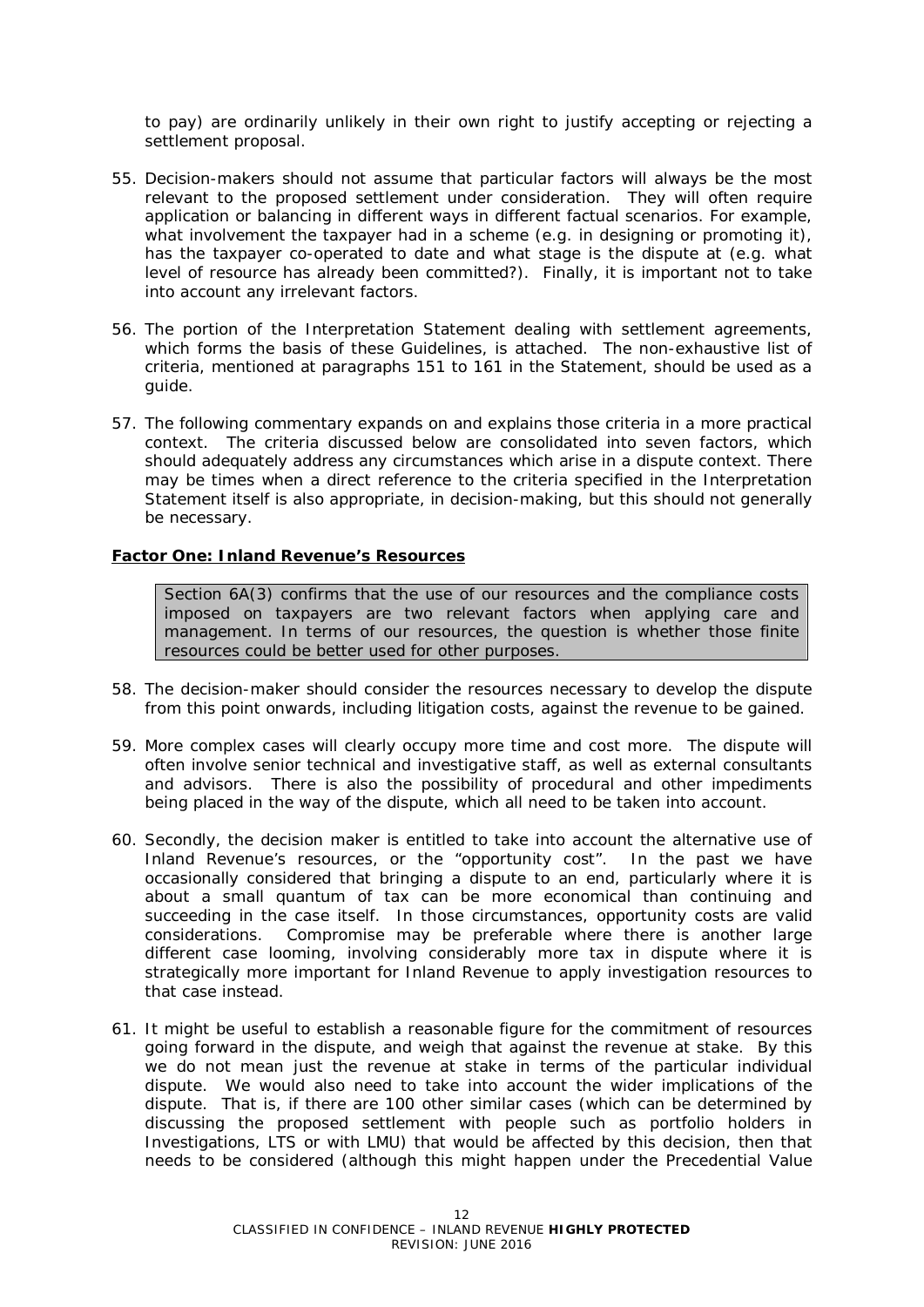to pay) are ordinarily unlikely in their own right to justify accepting or rejecting a settlement proposal.

55. Decision-makers should not assume that particular factors will always be the most relevant to the proposed settlement under consideration. They will often require application or balancing in different ways in different factual scenarios. For example, what involvement the taxpayer had in a scheme (e.g. in designing or promoting it), has the taxpayer co-operated to date and what stage is the dispute at (e.g. what level of resource has already been committed?). Finally, it is important not to take into account any irrelevant factors.

56. The portion of the Interpretation Statement dealing with settlement agreements, which forms the basis of these Guidelines, is attached. The non-exhaustive list of criteria, mentioned at paragraphs 151 to 161 in the Statement, should be used as a guide.

57. The following commentary expands on and explains those criteria in a more practical context. The criteria discussed below are consolidated into seven factors, which should adequately address any circumstances which arise in a dispute context. There may be times when a direct reference to the criteria specified in the Interpretation Statement itself is also appropriate, in decision-making, but this should not generally be necessary.

**Factor One: Inland Revenue's Resources**

> Section 6A(3) confirms that the use of our resources and the compliance costs imposed on taxpayers are two relevant factors when applying care and management. In terms of our resources, the question is whether those finite resources could be better used for other purposes.

58. The decision-maker should consider the resources necessary to develop the dispute from this point onwards, including litigation costs, against the revenue to be gained.

59. More complex cases will clearly occupy more time and cost more. The dispute will often involve senior technical and investigative staff, as well as external consultants and advisors. There is also the possibility of procedural and other impediments being placed in the way of the dispute, which all need to be taken into account.

60. Secondly, the decision maker is entitled to take into account the alternative use of Inland Revenue's resources, or the "opportunity cost". In the past we have occasionally considered that bringing a dispute to an end, particularly where it is about a small quantum of tax can be more economical than continuing and succeeding in the case itself. In those circumstances, opportunity costs are valid considerations. Compromise may be preferable where there is another large different case looming, involving considerably more tax in dispute where it is strategically more important for Inland Revenue to apply investigation resources to that case instead.

61. It might be useful to establish a reasonable figure for the commitment of resources going forward in the dispute, and weigh that against the revenue at stake. By this we do not mean just the revenue at stake in terms of the particular individual dispute. We would also need to take into account the wider implications of the dispute. That is, if there are 100 other similar cases (which can be determined by discussing the proposed settlement with people such as portfolio holders in Investigations, LTS or with LMU) that would be affected by this decision, then that needs to be considered (although this might happen under the Precedential Value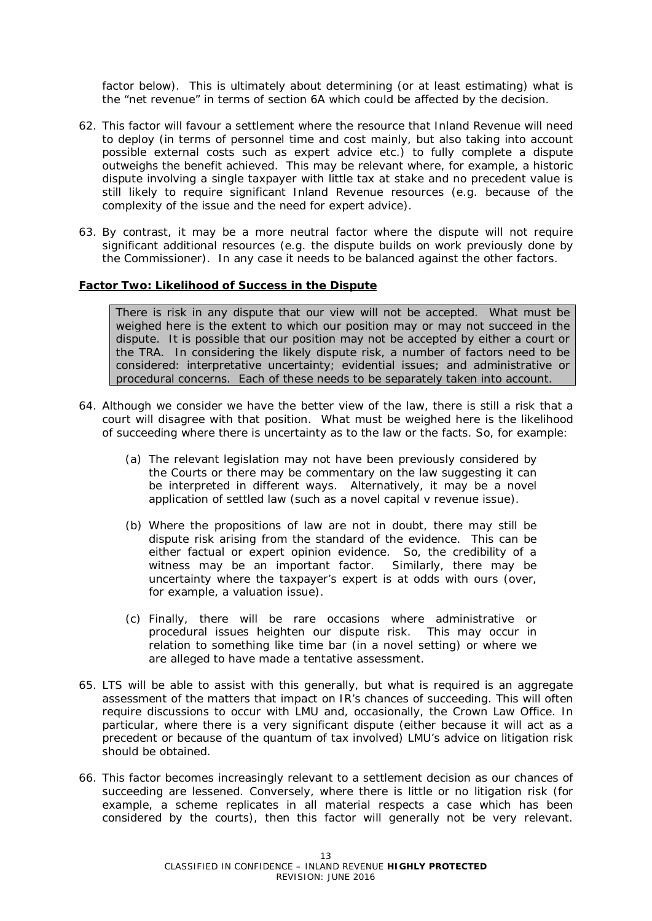factor below). This is ultimately about determining (or at least estimating) what is the "net revenue" in terms of section 6A which could be affected by the decision.

62. This factor will favour a settlement where the resource that Inland Revenue will need to deploy (in terms of personnel time and cost mainly, but also taking into account possible external costs such as expert advice etc.) to fully complete a dispute outweighs the benefit achieved. This may be relevant where, for example, a historic dispute involving a single taxpayer with little tax at stake and no precedent value is still likely to require significant Inland Revenue resources (e.g. because of the complexity of the issue and the need for expert advice).

63. By contrast, it may be a more neutral factor where the dispute will not require significant additional resources (e.g. the dispute builds on work previously done by the Commissioner). In any case it needs to be balanced against the other factors.

**Factor Two: Likelihood of Success in the Dispute**

> There is risk in any dispute that our view will not be accepted. What must be weighed here is the extent to which our position may or may not succeed in the dispute. It is possible that our position may not be accepted by either a court or the TRA. In considering the likely dispute risk, a number of factors need to be considered: interpretative uncertainty; evidential issues; and administrative or procedural concerns. Each of these needs to be separately taken into account.

64. Although we consider we have the better view of the law, there is still a risk that a court will disagree with that position. What must be weighed here is the likelihood of succeeding where there is uncertainty as to the law or the facts. So, for example:

    (a) The relevant legislation may not have been previously considered by the Courts or there may be commentary on the law suggesting it can be interpreted in different ways. Alternatively, it may be a novel application of settled law (such as a novel capital v revenue issue).

    (b) Where the propositions of law are not in doubt, there may still be dispute risk arising from the standard of the evidence. This can be either factual or expert opinion evidence. So, the credibility of a witness may be an important factor. Similarly, there may be uncertainty where the taxpayer's expert is at odds with ours (over, for example, a valuation issue).

    (c) Finally, there will be rare occasions where administrative or procedural issues heighten our dispute risk. This may occur in relation to something like time bar (in a novel setting) or where we are alleged to have made a tentative assessment.

65. LTS will be able to assist with this generally, but what is required is an aggregate assessment of the matters that impact on IR's chances of succeeding. This will often require discussions to occur with LMU and, occasionally, the Crown Law Office. In particular, where there is a very significant dispute (either because it will act as a precedent or because of the quantum of tax involved) LMU's advice on litigation risk should be obtained.

66. This factor becomes increasingly relevant to a settlement decision as our chances of succeeding are lessened. Conversely, where there is little or no litigation risk (for example, a scheme replicates in all material respects a case which has been considered by the courts), then this factor will generally not be very relevant.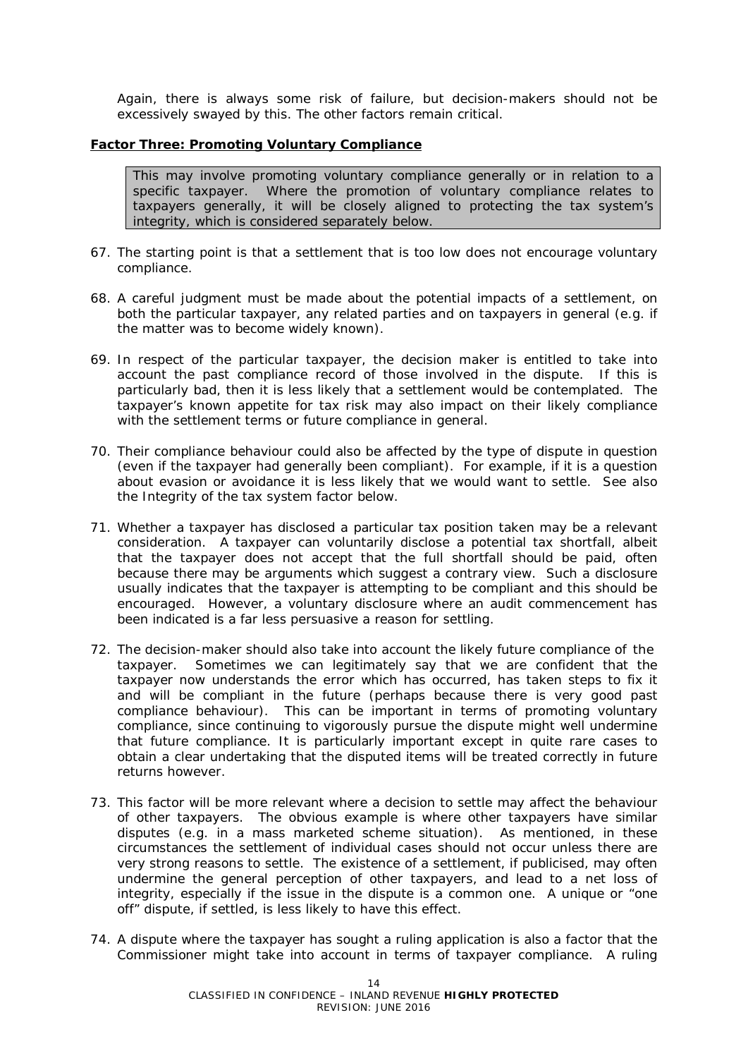Again, there is always some risk of failure, but decision-makers should not be excessively swayed by this. The other factors remain critical.

**Factor Three: Promoting Voluntary Compliance**

> This may involve promoting voluntary compliance generally or in relation to a specific taxpayer. Where the promotion of voluntary compliance relates to taxpayers generally, it will be closely aligned to protecting the tax system's integrity, which is considered separately below.

67. The starting point is that a settlement that is too low does not encourage voluntary compliance.

68. A careful judgment must be made about the potential impacts of a settlement, on both the particular taxpayer, any related parties and on taxpayers in general (e.g. if the matter was to become widely known).

69. In respect of the particular taxpayer, the decision maker is entitled to take into account the past compliance record of those involved in the dispute. If this is particularly bad, then it is less likely that a settlement would be contemplated. The taxpayer's known appetite for tax risk may also impact on their likely compliance with the settlement terms or future compliance in general.

70. Their compliance behaviour could also be affected by the type of dispute in question (even if the taxpayer had generally been compliant). For example, if it is a question about evasion or avoidance it is less likely that we would want to settle. See also the Integrity of the tax system factor below.

71. Whether a taxpayer has disclosed a particular tax position taken may be a relevant consideration. A taxpayer can voluntarily disclose a potential tax shortfall, albeit that the taxpayer does not accept that the full shortfall should be paid, often because there may be arguments which suggest a contrary view. Such a disclosure usually indicates that the taxpayer is attempting to be compliant and this should be encouraged. However, a voluntary disclosure where an audit commencement has been indicated is a far less persuasive a reason for settling.

72. The decision-maker should also take into account the likely future compliance of the taxpayer. Sometimes we can legitimately say that we are confident that the taxpayer now understands the error which has occurred, has taken steps to fix it and will be compliant in the future (perhaps because there is very good past compliance behaviour). This can be important in terms of promoting voluntary compliance, since continuing to vigorously pursue the dispute might well undermine that future compliance. It is particularly important except in quite rare cases to obtain a clear undertaking that the disputed items will be treated correctly in future returns however.

73. This factor will be more relevant where a decision to settle may affect the behaviour of other taxpayers. The obvious example is where other taxpayers have similar disputes (e.g. in a mass marketed scheme situation). As mentioned, in these circumstances the settlement of individual cases should not occur unless there are very strong reasons to settle. The existence of a settlement, if publicised, may often undermine the general perception of other taxpayers, and lead to a net loss of integrity, especially if the issue in the dispute is a common one. A unique or "one off" dispute, if settled, is less likely to have this effect.

74. A dispute where the taxpayer has sought a ruling application is also a factor that the Commissioner might take into account in terms of taxpayer compliance. A ruling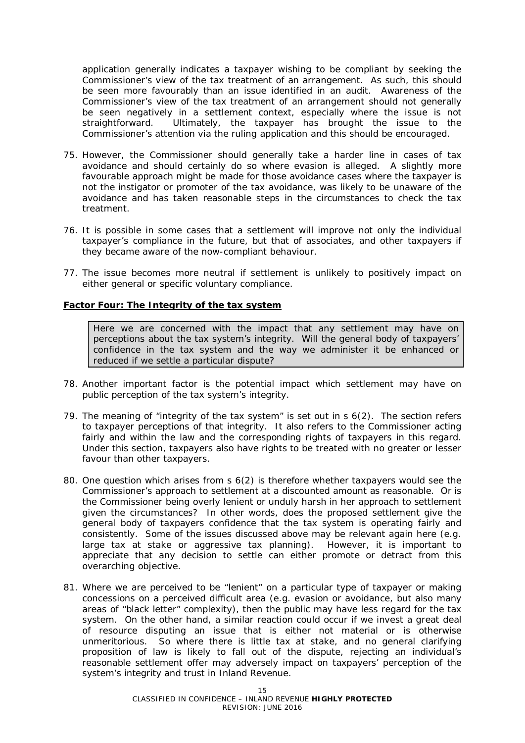application generally indicates a taxpayer wishing to be compliant by seeking the Commissioner's view of the tax treatment of an arrangement. As such, this should be seen more favourably than an issue identified in an audit. Awareness of the Commissioner's view of the tax treatment of an arrangement should not generally be seen negatively in a settlement context, especially where the issue is not straightforward. Ultimately, the taxpayer has brought the issue to the Commissioner's attention via the ruling application and this should be encouraged.

75. However, the Commissioner should generally take a harder line in cases of tax avoidance and should certainly do so where evasion is alleged. A slightly more favourable approach might be made for those avoidance cases where the taxpayer is not the instigator or promoter of the tax avoidance, was likely to be unaware of the avoidance and has taken reasonable steps in the circumstances to check the tax treatment.

76. It is possible in some cases that a settlement will improve not only the individual taxpayer's compliance in the future, but that of associates, and other taxpayers if they became aware of the now-compliant behaviour.

77. The issue becomes more neutral if settlement is unlikely to positively impact on either general or specific voluntary compliance.

**Factor Four: The Integrity of the tax system**

> Here we are concerned with the impact that any settlement may have on perceptions about the tax system's integrity. Will the general body of taxpayers' confidence in the tax system and the way we administer it be enhanced or reduced if we settle a particular dispute?

78. Another important factor is the potential impact which settlement may have on public perception of the tax system's integrity.

79. The meaning of "integrity of the tax system" is set out in s 6(2). The section refers to taxpayer perceptions of that integrity. It also refers to the Commissioner acting fairly and within the law and the corresponding rights of taxpayers in this regard. Under this section, taxpayers also have rights to be treated with no greater or lesser favour than other taxpayers.

80. One question which arises from s 6(2) is therefore whether taxpayers would see the Commissioner's approach to settlement at a discounted amount as reasonable. Or is the Commissioner being overly lenient or unduly harsh in her approach to settlement given the circumstances? In other words, does the proposed settlement give the general body of taxpayers confidence that the tax system is operating fairly and consistently. Some of the issues discussed above may be relevant again here (e.g. large tax at stake or aggressive tax planning). However, it is important to appreciate that any decision to settle can either promote or detract from this overarching objective.

81. Where we are perceived to be "lenient" on a particular type of taxpayer or making concessions on a perceived difficult area (e.g. evasion or avoidance, but also many areas of "black letter" complexity), then the public may have less regard for the tax system. On the other hand, a similar reaction could occur if we invest a great deal of resource disputing an issue that is either not material or is otherwise unmeritorious. So where there is little tax at stake, and no general clarifying proposition of law is likely to fall out of the dispute, rejecting an individual's reasonable settlement offer may adversely impact on taxpayers' perception of the system's integrity and trust in Inland Revenue.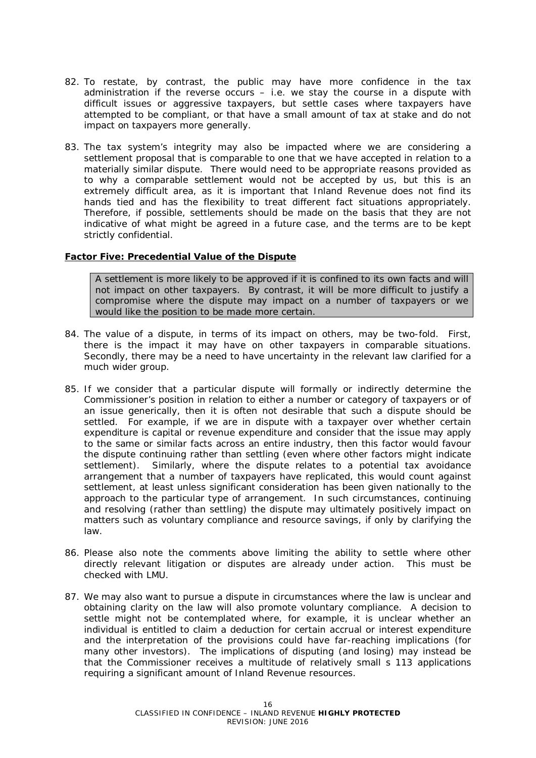82. To restate, by contrast, the public may have more confidence in the tax administration if the reverse occurs – i.e. we stay the course in a dispute with difficult issues or aggressive taxpayers, but settle cases where taxpayers have attempted to be compliant, or that have a small amount of tax at stake and do not impact on taxpayers more generally.

83. The tax system's integrity may also be impacted where we are considering a settlement proposal that is comparable to one that we have accepted in relation to a materially similar dispute. There would need to be appropriate reasons provided as to why a comparable settlement would not be accepted by us, but this is an extremely difficult area, as it is important that Inland Revenue does not find its hands tied and has the flexibility to treat different fact situations appropriately. Therefore, if possible, settlements should be made on the basis that they are not indicative of what might be agreed in a future case, and the terms are to be kept strictly confidential.

**Factor Five: Precedential Value of the Dispute**

> A settlement is more likely to be approved if it is confined to its own facts and will not impact on other taxpayers. By contrast, it will be more difficult to justify a compromise where the dispute may impact on a number of taxpayers or we would like the position to be made more certain.

84. The value of a dispute, in terms of its impact on others, may be two-fold. First, there is the impact it may have on other taxpayers in comparable situations. Secondly, there may be a need to have uncertainty in the relevant law clarified for a much wider group.

85. If we consider that a particular dispute will formally or indirectly determine the Commissioner's position in relation to either a number or category of taxpayers or of an issue generically, then it is often not desirable that such a dispute should be settled. For example, if we are in dispute with a taxpayer over whether certain expenditure is capital or revenue expenditure and consider that the issue may apply to the same or similar facts across an entire industry, then this factor would favour the dispute continuing rather than settling (even where other factors might indicate settlement). Similarly, where the dispute relates to a potential tax avoidance arrangement that a number of taxpayers have replicated, this would count against settlement, at least unless significant consideration has been given nationally to the approach to the particular type of arrangement. In such circumstances, continuing and resolving (rather than settling) the dispute may ultimately positively impact on matters such as voluntary compliance and resource savings, if only by clarifying the law.

86. Please also note the comments above limiting the ability to settle where other directly relevant litigation or disputes are already under action. This must be checked with LMU.

87. We may also want to pursue a dispute in circumstances where the law is unclear and obtaining clarity on the law will also promote voluntary compliance. A decision to settle might not be contemplated where, for example, it is unclear whether an individual is entitled to claim a deduction for certain accrual or interest expenditure and the interpretation of the provisions could have far-reaching implications (for many other investors). The implications of disputing (and losing) may instead be that the Commissioner receives a multitude of relatively small s 113 applications requiring a significant amount of Inland Revenue resources.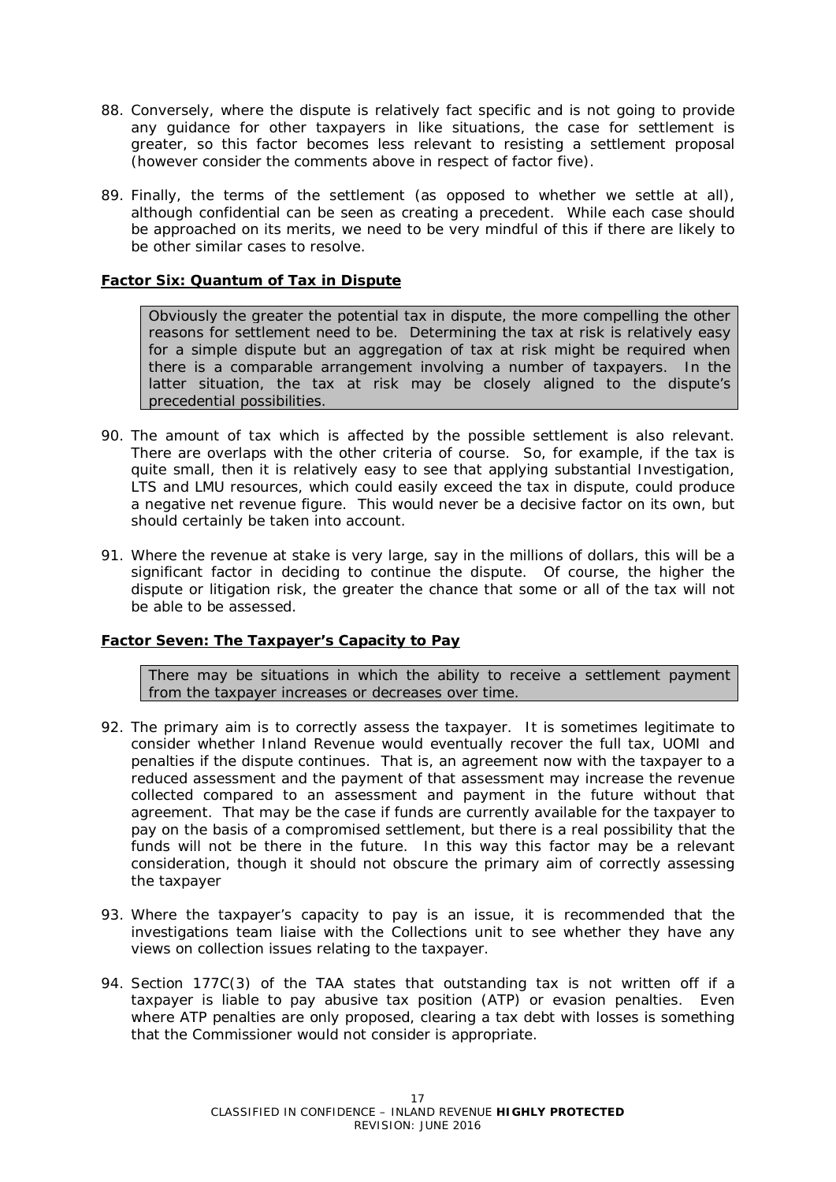88. Conversely, where the dispute is relatively fact specific and is not going to provide any guidance for other taxpayers in like situations, the case for settlement is greater, so this factor becomes less relevant to resisting a settlement proposal (however consider the comments above in respect of factor five).

89. Finally, the terms of the settlement (as opposed to whether we settle at all), although confidential can be seen as creating a precedent. While each case should be approached on its merits, we need to be very mindful of this if there are likely to be other similar cases to resolve.

**Factor Six: Quantum of Tax in Dispute**

> Obviously the greater the potential tax in dispute, the more compelling the other reasons for settlement need to be. Determining the tax at risk is relatively easy for a simple dispute but an aggregation of tax at risk might be required when there is a comparable arrangement involving a number of taxpayers. In the latter situation, the tax at risk may be closely aligned to the dispute's precedential possibilities.

90. The amount of tax which is affected by the possible settlement is also relevant. There are overlaps with the other criteria of course. So, for example, if the tax is quite small, then it is relatively easy to see that applying substantial Investigation, LTS and LMU resources, which could easily exceed the tax in dispute, could produce a negative net revenue figure. This would never be a decisive factor on its own, but should certainly be taken into account.

91. Where the revenue at stake is very large, say in the millions of dollars, this will be a significant factor in deciding to continue the dispute. Of course, the higher the dispute or litigation risk, the greater the chance that some or all of the tax will not be able to be assessed.

**Factor Seven: The Taxpayer's Capacity to Pay**

> There may be situations in which the ability to receive a settlement payment from the taxpayer increases or decreases over time.

92. The primary aim is to correctly assess the taxpayer. It is sometimes legitimate to consider whether Inland Revenue would eventually recover the full tax, UOMI and penalties if the dispute continues. That is, an agreement now with the taxpayer to a reduced assessment and the payment of that assessment may increase the revenue collected compared to an assessment and payment in the future without that agreement. That may be the case if funds are currently available for the taxpayer to pay on the basis of a compromised settlement, but there is a real possibility that the funds will not be there in the future. In this way this factor may be a relevant consideration, though it should not obscure the primary aim of correctly assessing the taxpayer

93. Where the taxpayer's capacity to pay is an issue, it is recommended that the investigations team liaise with the Collections unit to see whether they have any views on collection issues relating to the taxpayer.

94. Section 177C(3) of the TAA states that outstanding tax is not written off if a taxpayer is liable to pay abusive tax position (ATP) or evasion penalties. Even where ATP penalties are only proposed, clearing a tax debt with losses is something that the Commissioner would not consider is appropriate.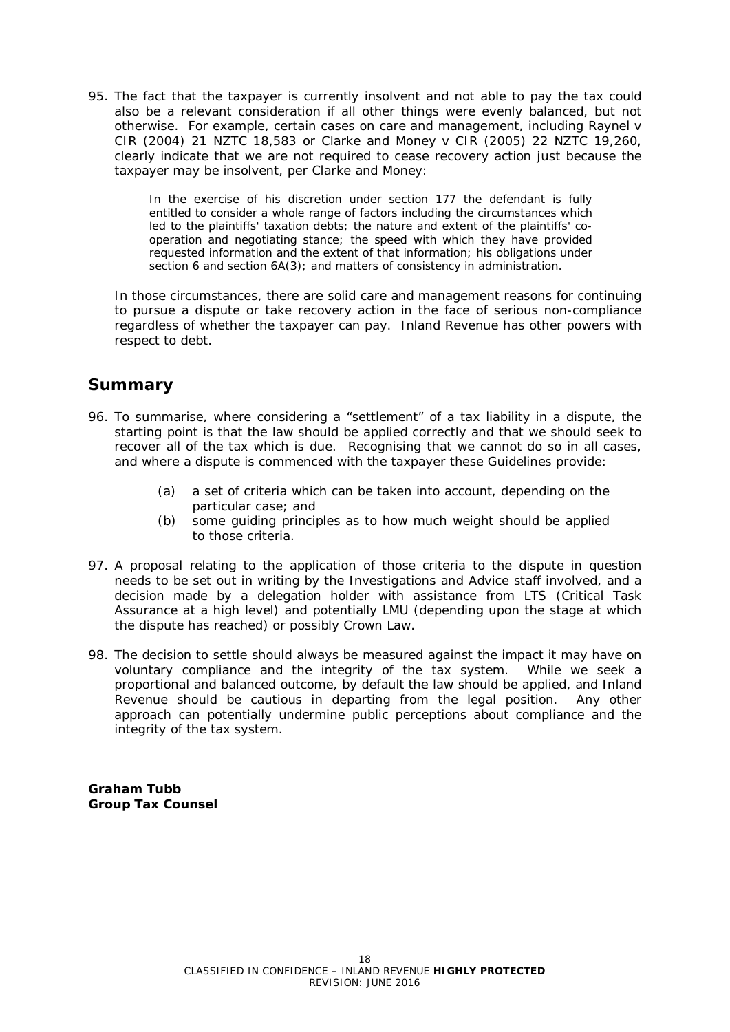95. The fact that the taxpayer is currently insolvent and not able to pay the tax could also be a relevant consideration if all other things were evenly balanced, but not otherwise. For example, certain cases on care and management, including Raynel v CIR (2004) 21 NZTC 18,583 or Clarke and Money v CIR (2005) 22 NZTC 19,260, clearly indicate that we are not required to cease recovery action just because the taxpayer may be insolvent, per Clarke and Money:

> In the exercise of his discretion under section 177 the defendant is fully entitled to consider a whole range of factors including the circumstances which led to the plaintiffs' taxation debts; the nature and extent of the plaintiffs' co-operation and negotiating stance; the speed with which they have provided requested information and the extent of that information; his obligations under section 6 and section 6A(3); and matters of consistency in administration.

In those circumstances, there are solid care and management reasons for continuing to pursue a dispute or take recovery action in the face of serious non-compliance regardless of whether the taxpayer can pay. Inland Revenue has other powers with respect to debt.

## Summary

96. To summarise, where considering a "settlement" of a tax liability in a dispute, the starting point is that the law should be applied correctly and that we should seek to recover all of the tax which is due. Recognising that we cannot do so in all cases, and where a dispute is commenced with the taxpayer these Guidelines provide:

    (a) a set of criteria which can be taken into account, depending on the particular case; and
    
    (b) some guiding principles as to how much weight should be applied to those criteria.

97. A proposal relating to the application of those criteria to the dispute in question needs to be set out in writing by the Investigations and Advice staff involved, and a decision made by a delegation holder with assistance from LTS (Critical Task Assurance at a high level) and potentially LMU (depending upon the stage at which the dispute has reached) or possibly Crown Law.

98. The decision to settle should always be measured against the impact it may have on voluntary compliance and the integrity of the tax system. While we seek a proportional and balanced outcome, by default the law should be applied, and Inland Revenue should be cautious in departing from the legal position. Any other approach can potentially undermine public perceptions about compliance and the integrity of the tax system.

**Graham Tubb**
**Group Tax Counsel**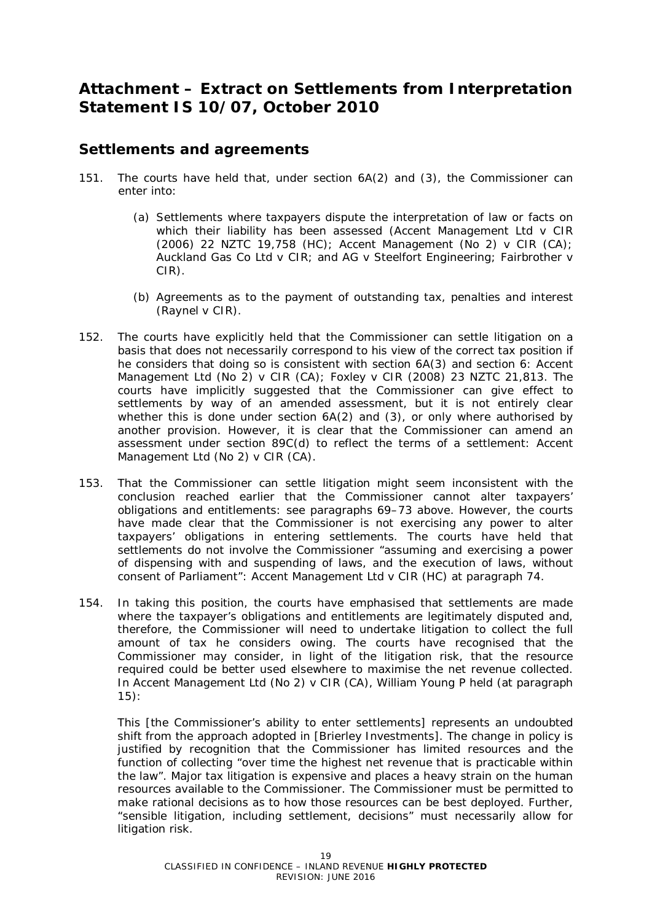# Attachment – Extract on Settlements from Interpretation Statement IS 10/07, October 2010

## Settlements and agreements

151. The courts have held that, under section 6A(2) and (3), the Commissioner can enter into:

    (a) Settlements where taxpayers dispute the interpretation of law or facts on which their liability has been assessed (Accent Management Ltd v CIR (2006) 22 NZTC 19,758 (HC); Accent Management (No 2) v CIR (CA); Auckland Gas Co Ltd v CIR; and AG v Steelfort Engineering; Fairbrother v CIR).

    (b) Agreements as to the payment of outstanding tax, penalties and interest (Raynel v CIR).

152. The courts have explicitly held that the Commissioner can settle litigation on a basis that does not necessarily correspond to his view of the correct tax position if he considers that doing so is consistent with section 6A(3) and section 6: Accent Management Ltd (No 2) v CIR (CA); Foxley v CIR (2008) 23 NZTC 21,813. The courts have implicitly suggested that the Commissioner can give effect to settlements by way of an amended assessment, but it is not entirely clear whether this is done under section 6A(2) and (3), or only where authorised by another provision. However, it is clear that the Commissioner can amend an assessment under section 89C(d) to reflect the terms of a settlement: Accent Management Ltd (No 2) v CIR (CA).

153. That the Commissioner can settle litigation might seem inconsistent with the conclusion reached earlier that the Commissioner cannot alter taxpayers' obligations and entitlements: see paragraphs 69–73 above. However, the courts have made clear that the Commissioner is not exercising any power to alter taxpayers' obligations in entering settlements. The courts have held that settlements do not involve the Commissioner "assuming and exercising a power of dispensing with and suspending of laws, and the execution of laws, without consent of Parliament": Accent Management Ltd v CIR (HC) at paragraph 74.

154. In taking this position, the courts have emphasised that settlements are made where the taxpayer's obligations and entitlements are legitimately disputed and, therefore, the Commissioner will need to undertake litigation to collect the full amount of tax he considers owing. The courts have recognised that the Commissioner may consider, in light of the litigation risk, that the resource required could be better used elsewhere to maximise the net revenue collected. In Accent Management Ltd (No 2) v CIR (CA), William Young P held (at paragraph 15):

    This [the Commissioner's ability to enter settlements] represents an undoubted shift from the approach adopted in [Brierley Investments]. The change in policy is justified by recognition that the Commissioner has limited resources and the function of collecting "over time the highest net revenue that is practicable within the law". Major tax litigation is expensive and places a heavy strain on the human resources available to the Commissioner. The Commissioner must be permitted to make rational decisions as to how those resources can be best deployed. Further, "sensible litigation, including settlement, decisions" must necessarily allow for litigation risk.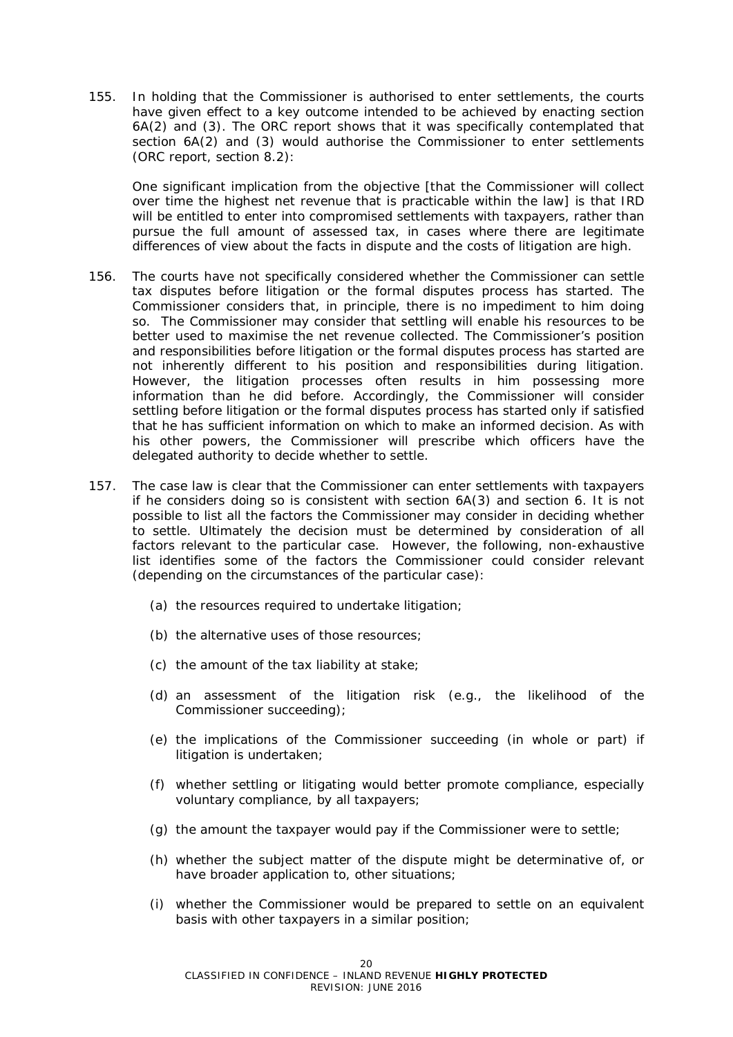155. In holding that the Commissioner is authorised to enter settlements, the courts have given effect to a key outcome intended to be achieved by enacting section 6A(2) and (3). The ORC report shows that it was specifically contemplated that section 6A(2) and (3) would authorise the Commissioner to enter settlements (ORC report, section 8.2):

> One significant implication from the objective [that the Commissioner will collect over time the highest net revenue that is practicable within the law] is that IRD will be entitled to enter into compromised settlements with taxpayers, rather than pursue the full amount of assessed tax, in cases where there are legitimate differences of view about the facts in dispute and the costs of litigation are high.

156. The courts have not specifically considered whether the Commissioner can settle tax disputes before litigation or the formal disputes process has started. The Commissioner considers that, in principle, there is no impediment to him doing so. The Commissioner may consider that settling will enable his resources to be better used to maximise the net revenue collected. The Commissioner's position and responsibilities before litigation or the formal disputes process has started are not inherently different to his position and responsibilities during litigation. However, the litigation processes often results in him possessing more information than he did before. Accordingly, the Commissioner will consider settling before litigation or the formal disputes process has started only if satisfied that he has sufficient information on which to make an informed decision. As with his other powers, the Commissioner will prescribe which officers have the delegated authority to decide whether to settle.

157. The case law is clear that the Commissioner can enter settlements with taxpayers if he considers doing so is consistent with section 6A(3) and section 6. It is not possible to list all the factors the Commissioner may consider in deciding whether to settle. Ultimately the decision must be determined by consideration of all factors relevant to the particular case. However, the following, non-exhaustive list identifies some of the factors the Commissioner could consider relevant (depending on the circumstances of the particular case):

    (a) the resources required to undertake litigation;

    (b) the alternative uses of those resources;

    (c) the amount of the tax liability at stake;

    (d) an assessment of the litigation risk (e.g., the likelihood of the Commissioner succeeding);

    (e) the implications of the Commissioner succeeding (in whole or part) if litigation is undertaken;

    (f) whether settling or litigating would better promote compliance, especially voluntary compliance, by all taxpayers;

    (g) the amount the taxpayer would pay if the Commissioner were to settle;

    (h) whether the subject matter of the dispute might be determinative of, or have broader application to, other situations;

    (i) whether the Commissioner would be prepared to settle on an equivalent basis with other taxpayers in a similar position;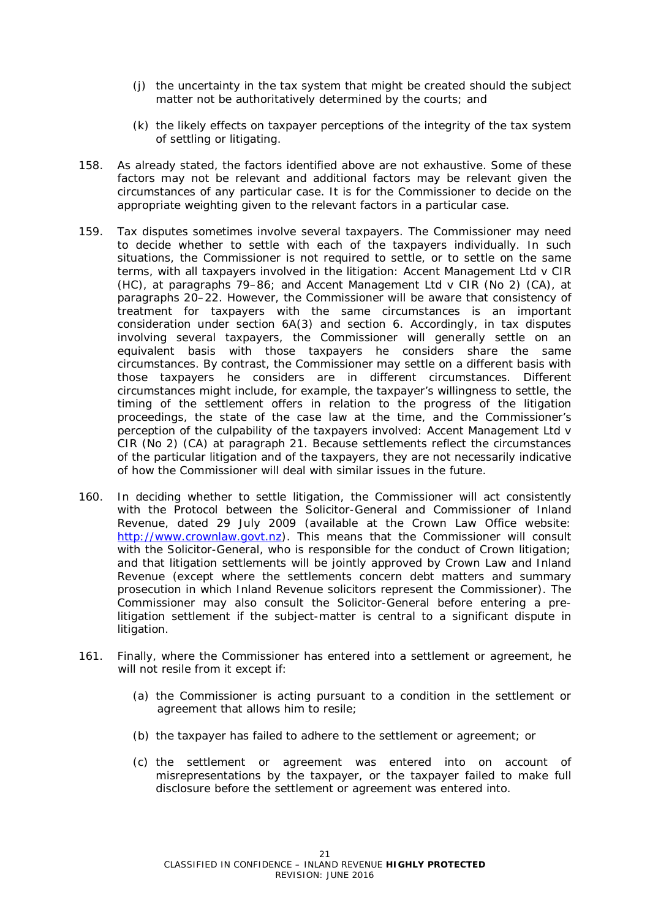(j) the uncertainty in the tax system that might be created should the subject matter not be authoritatively determined by the courts; and

(k) the likely effects on taxpayer perceptions of the integrity of the tax system of settling or litigating.

158. As already stated, the factors identified above are not exhaustive. Some of these factors may not be relevant and additional factors may be relevant given the circumstances of any particular case. It is for the Commissioner to decide on the appropriate weighting given to the relevant factors in a particular case.

159. Tax disputes sometimes involve several taxpayers. The Commissioner may need to decide whether to settle with each of the taxpayers individually. In such situations, the Commissioner is not required to settle, or to settle on the same terms, with all taxpayers involved in the litigation: *Accent Management Ltd v CIR* (HC), at paragraphs 79–86; and *Accent Management Ltd v CIR (No 2)* (CA), at paragraphs 20–22. However, the Commissioner will be aware that consistency of treatment for taxpayers with the same circumstances is an important consideration under section 6A(3) and section 6. Accordingly, in tax disputes involving several taxpayers, the Commissioner will generally settle on an equivalent basis with those taxpayers he considers share the same circumstances. By contrast, the Commissioner may settle on a different basis with those taxpayers he considers are in different circumstances. Different circumstances might include, for example, the taxpayer's willingness to settle, the timing of the settlement offers in relation to the progress of the litigation proceedings, the state of the case law at the time, and the Commissioner's perception of the culpability of the taxpayers involved: *Accent Management Ltd v CIR (No 2)* (CA) at paragraph 21. Because settlements reflect the circumstances of the particular litigation and of the taxpayers, they are not necessarily indicative of how the Commissioner will deal with similar issues in the future.

160. In deciding whether to settle litigation, the Commissioner will act consistently with the Protocol between the Solicitor-General and Commissioner of Inland Revenue, dated 29 July 2009 (available at the Crown Law Office website: [http://www.crownlaw.govt.nz](http://www.crownlaw.govt.nz)). This means that the Commissioner will consult with the Solicitor-General, who is responsible for the conduct of Crown litigation; and that litigation settlements will be jointly approved by Crown Law and Inland Revenue (except where the settlements concern debt matters and summary prosecution in which Inland Revenue solicitors represent the Commissioner). The Commissioner may also consult the Solicitor-General before entering a pre-litigation settlement if the subject-matter is central to a significant dispute in litigation.

161. Finally, where the Commissioner has entered into a settlement or agreement, he will not resile from it except if:

(a) the Commissioner is acting pursuant to a condition in the settlement or agreement that allows him to resile;

(b) the taxpayer has failed to adhere to the settlement or agreement; or

(c) the settlement or agreement was entered into on account of misrepresentations by the taxpayer, or the taxpayer failed to make full disclosure before the settlement or agreement was entered into.